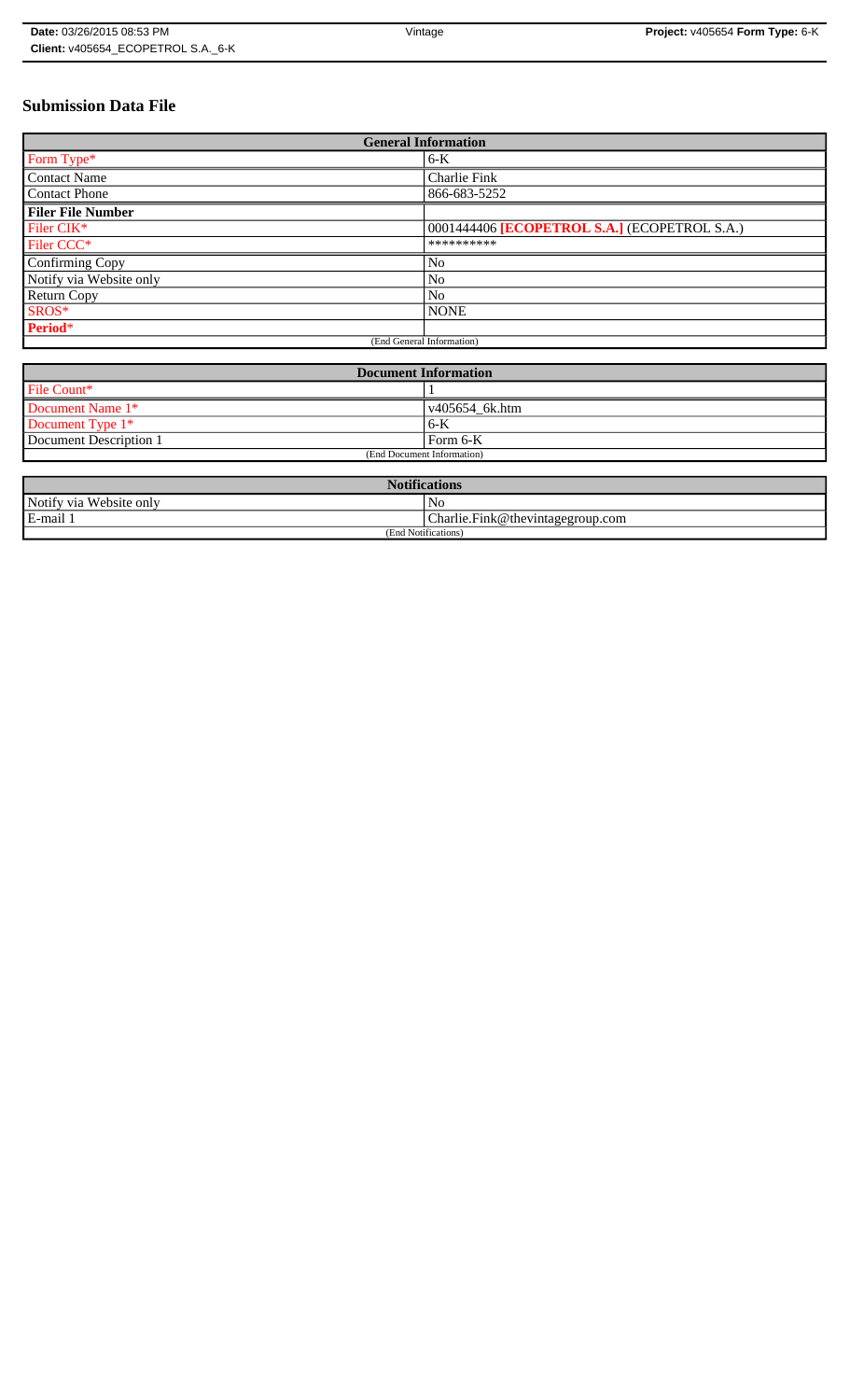**Date:** 03/26/2015 08:53 PM | Vintage | **Project:** v405654 **Form Type:** 6-K
**Client:** v405654_ECOPETROL S.A._6-K

# Submission Data File

| General Information | |
|---|---|
| Form Type* | 6-K |
| Contact Name | Charlie Fink |
| Contact Phone | 866-683-5252 |
| **Filer File Number** | |
| Filer CIK* | 0001444406 **[ECOPETROL S.A.]** (ECOPETROL S.A.) |
| Filer CCC* | ********** |
| Confirming Copy | No |
| Notify via Website only | No |
| Return Copy | No |
| SROS* | NONE |
| **Period*** | |
| (End General Information) | |

| Document Information | |
|---|---|
| File Count* | 1 |
| Document Name 1* | v405654_6k.htm |
| Document Type 1* | 6-K |
| Document Description 1 | Form 6-K |
| (End Document Information) | |

| Notifications | |
|---|---|
| Notify via Website only | No |
| E-mail 1 | Charlie.Fink@thevintagegroup.com |
| (End Notifications) | |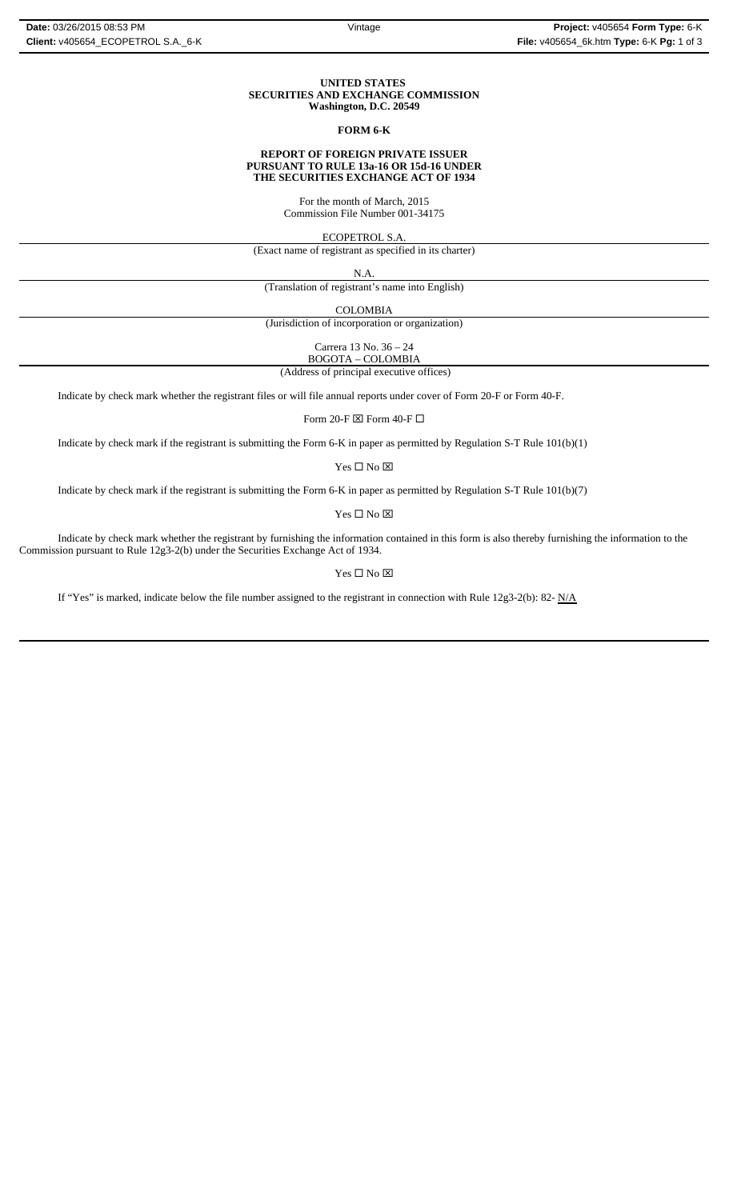**UNITED STATES**
**SECURITIES AND EXCHANGE COMMISSION**
**Washington, D.C. 20549**

**FORM 6-K**

**REPORT OF FOREIGN PRIVATE ISSUER**
**PURSUANT TO RULE 13a-16 OR 15d-16 UNDER**
**THE SECURITIES EXCHANGE ACT OF 1934**

For the month of March, 2015
Commission File Number 001-34175

ECOPETROL S.A.
(Exact name of registrant as specified in its charter)

N.A.
(Translation of registrant's name into English)

COLOMBIA
(Jurisdiction of incorporation or organization)

Carrera 13 No. 36 – 24
BOGOTA – COLOMBIA
(Address of principal executive offices)

Indicate by check mark whether the registrant files or will file annual reports under cover of Form 20-F or Form 40-F.

Form 20-F ☒ Form 40-F ☐

Indicate by check mark if the registrant is submitting the Form 6-K in paper as permitted by Regulation S-T Rule 101(b)(1)

Yes ☐ No ☒

Indicate by check mark if the registrant is submitting the Form 6-K in paper as permitted by Regulation S-T Rule 101(b)(7)

Yes ☐ No ☒

Indicate by check mark whether the registrant by furnishing the information contained in this form is also thereby furnishing the information to the Commission pursuant to Rule 12g3-2(b) under the Securities Exchange Act of 1934.

Yes ☐ No ☒

If "Yes" is marked, indicate below the file number assigned to the registrant in connection with Rule 12g3-2(b): 82- N/A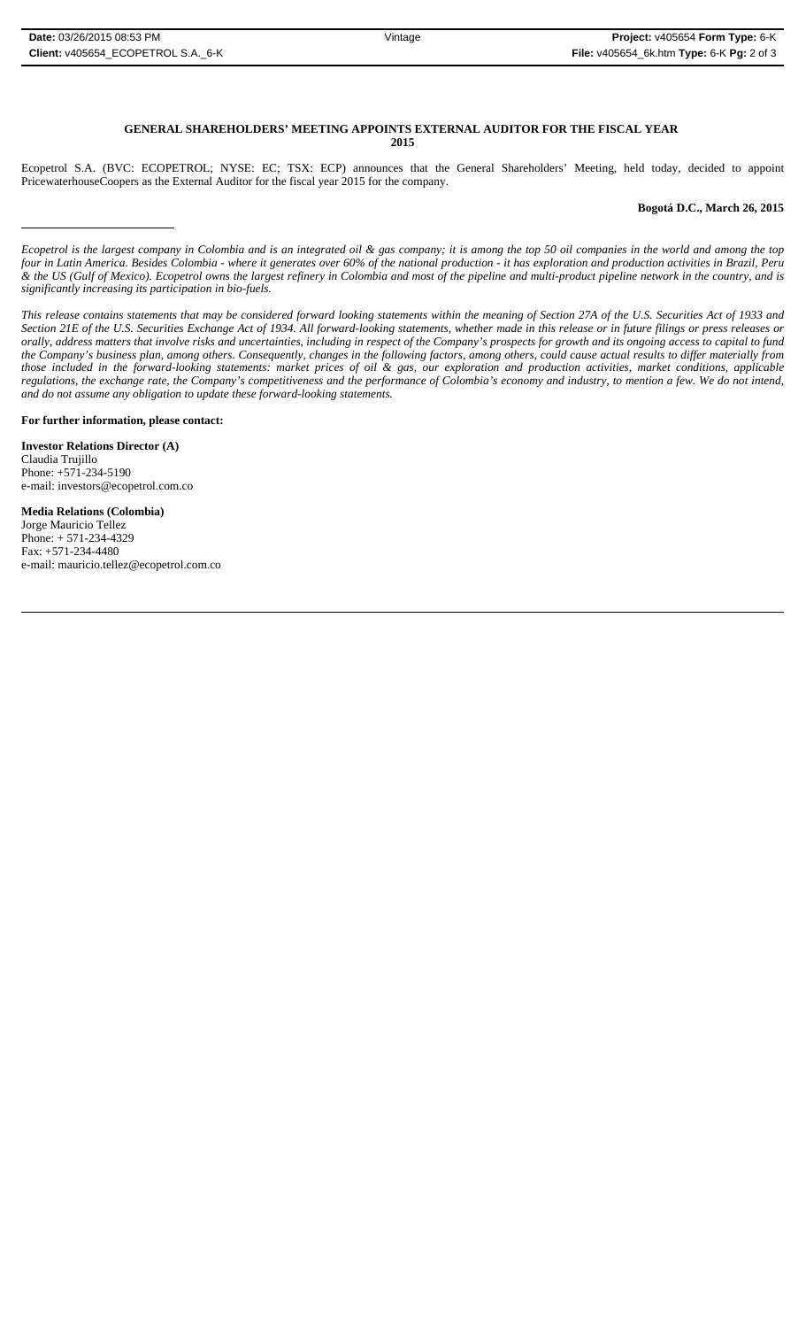## GENERAL SHAREHOLDERS' MEETING APPOINTS EXTERNAL AUDITOR FOR THE FISCAL YEAR 2015

Ecopetrol S.A. (BVC: ECOPETROL; NYSE: EC; TSX: ECP) announces that the General Shareholders' Meeting, held today, decided to appoint PricewaterhouseCoopers as the External Auditor for the fiscal year 2015 for the company.

**Bogotá D.C., March 26, 2015**

---

*Ecopetrol is the largest company in Colombia and is an integrated oil & gas company; it is among the top 50 oil companies in the world and among the top four in Latin America. Besides Colombia - where it generates over 60% of the national production - it has exploration and production activities in Brazil, Peru & the US (Gulf of Mexico). Ecopetrol owns the largest refinery in Colombia and most of the pipeline and multi-product pipeline network in the country, and is significantly increasing its participation in bio-fuels.*

*This release contains statements that may be considered forward looking statements within the meaning of Section 27A of the U.S. Securities Act of 1933 and Section 21E of the U.S. Securities Exchange Act of 1934. All forward-looking statements, whether made in this release or in future filings or press releases or orally, address matters that involve risks and uncertainties, including in respect of the Company's prospects for growth and its ongoing access to capital to fund the Company's business plan, among others. Consequently, changes in the following factors, among others, could cause actual results to differ materially from those included in the forward-looking statements: market prices of oil & gas, our exploration and production activities, market conditions, applicable regulations, the exchange rate, the Company's competitiveness and the performance of Colombia's economy and industry, to mention a few. We do not intend, and do not assume any obligation to update these forward-looking statements.*

**For further information, please contact:**

**Investor Relations Director (A)**
Claudia Trujillo
Phone: +571-234-5190
e-mail: investors@ecopetrol.com.co

**Media Relations (Colombia)**
Jorge Mauricio Tellez
Phone: + 571-234-4329
Fax: +571-234-4480
e-mail: mauricio.tellez@ecopetrol.com.co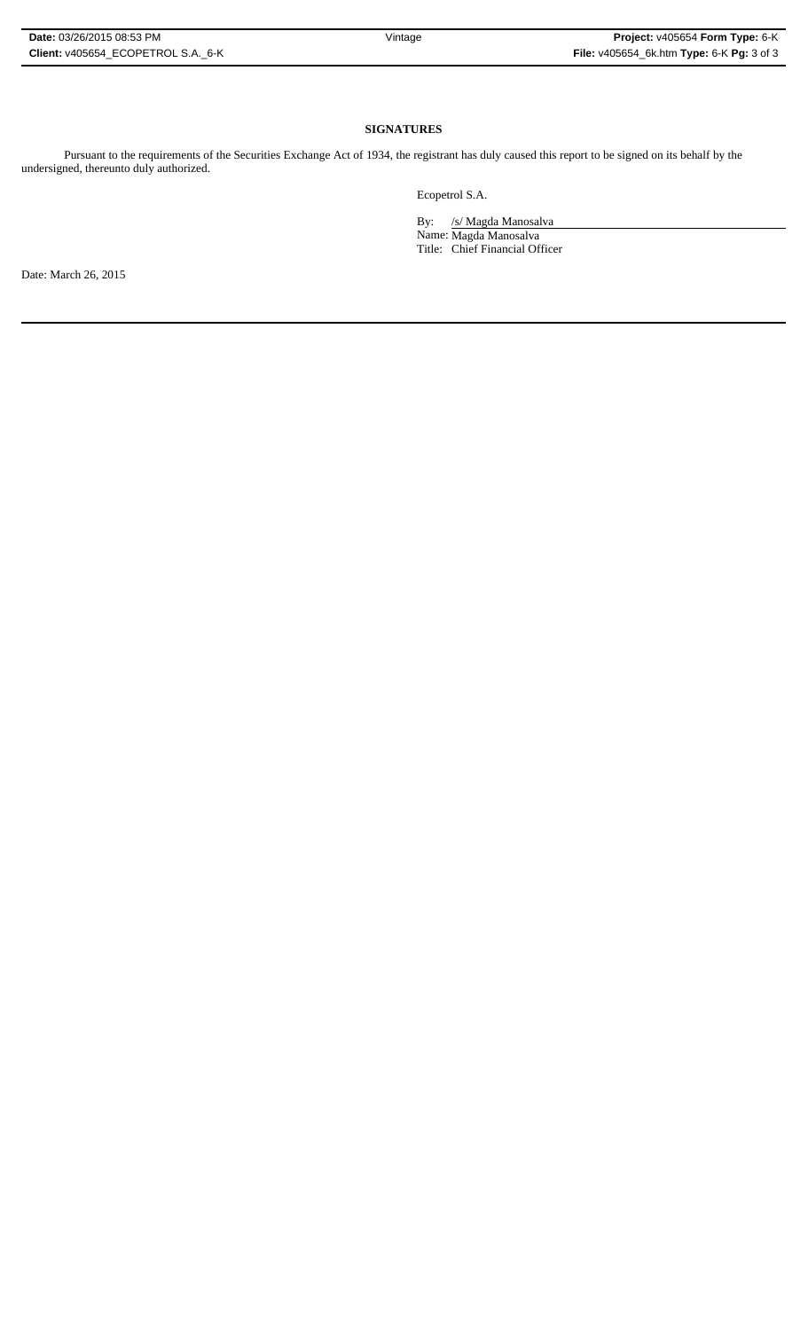**SIGNATURES**

Pursuant to the requirements of the Securities Exchange Act of 1934, the registrant has duly caused this report to be signed on its behalf by the undersigned, thereunto duly authorized.

Ecopetrol S.A.

By: /s/ Magda Manosalva

Name: Magda Manosalva

Title: Chief Financial Officer

Date: March 26, 2015